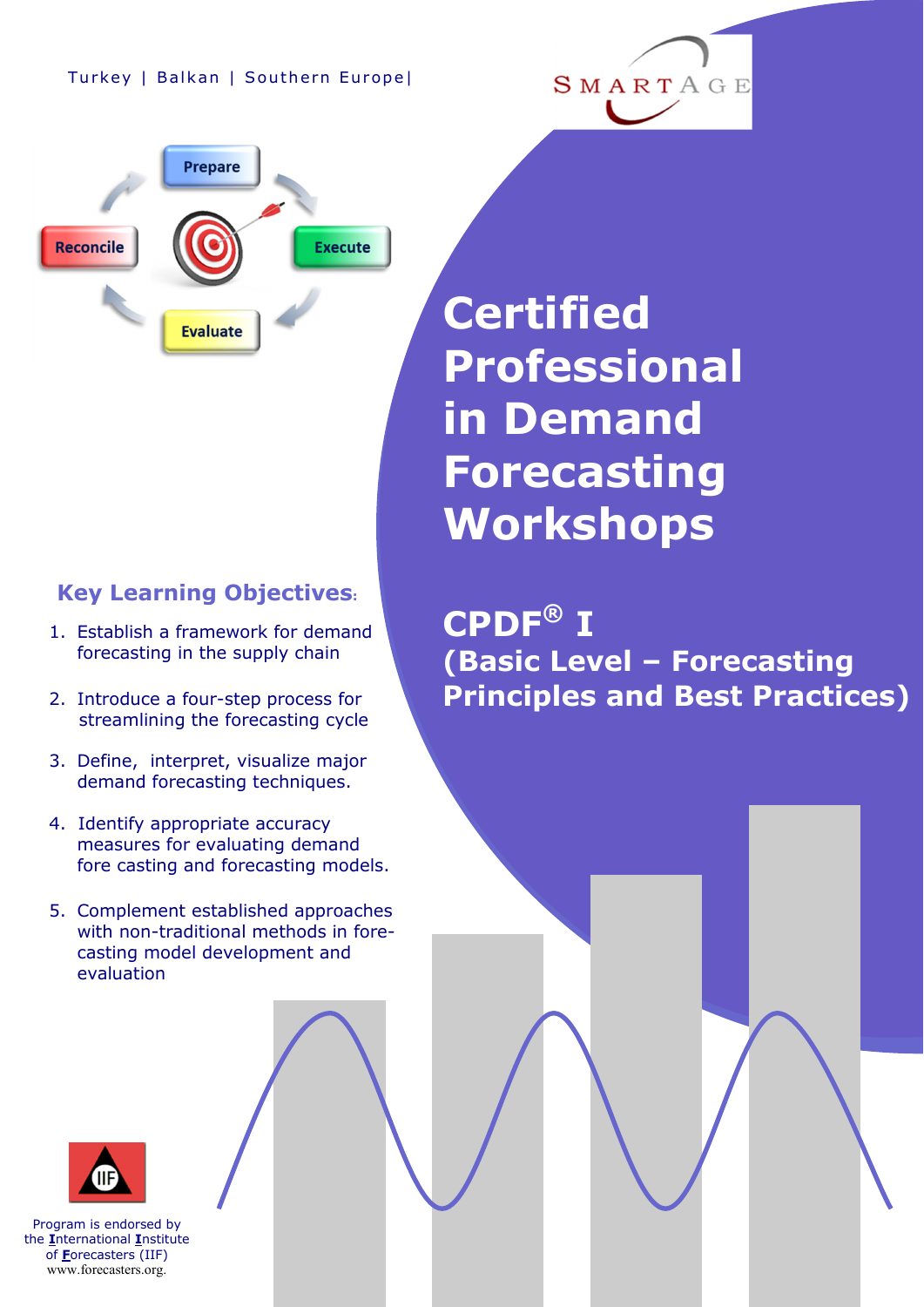Turkey | Balkan | Southern Europe|

SMARTAGE

Prepare

Execute

Evaluate

Reconcile

# Certified Professional in Demand Forecasting Workshops

## CPDF® I

## (Basic Level – Forecasting Principles and Best Practices)

### Key Learning Objectives:

1. Establish a framework for demand forecasting in the supply chain
2. Introduce a four-step process for streamlining the forecasting cycle
3. Define, interpret, visualize major demand forecasting techniques.
4. Identify appropriate accuracy measures for evaluating demand fore casting and forecasting models.
5. Complement established approaches with non-traditional methods in fore-casting model development and evaluation

IIF

Program is endorsed by the **I**nternational **I**nstitute of **F**orecasters (IIF)
www.forecasters.org.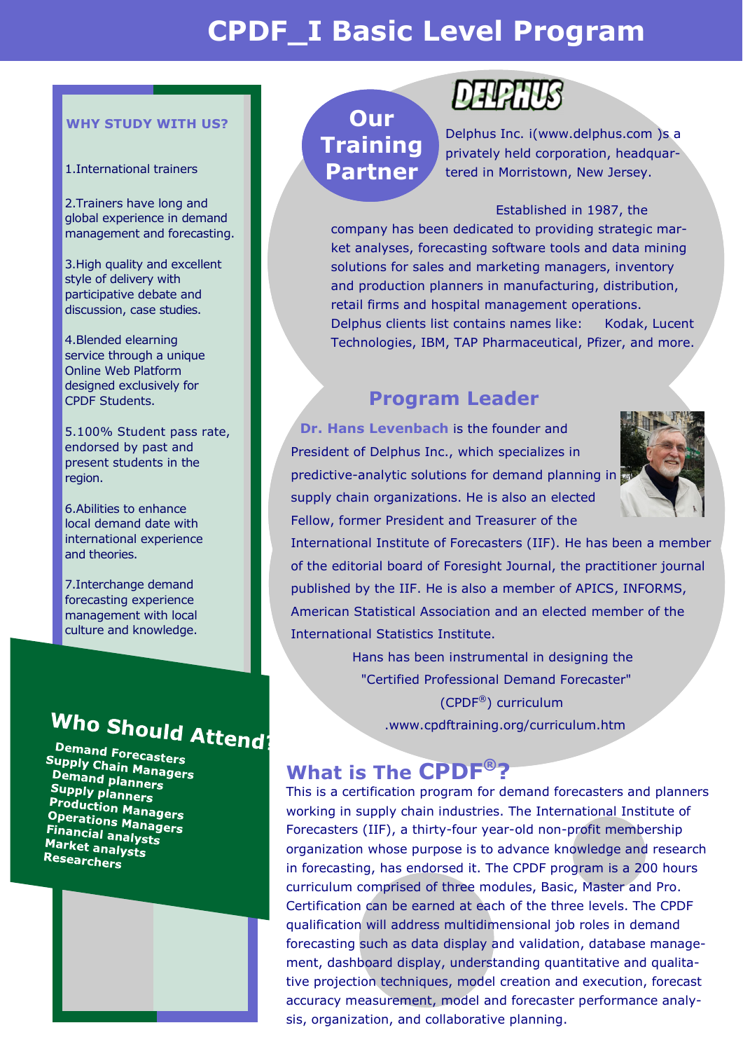# CPDF_I Basic Level Program

### WHY STUDY WITH US?

1.International trainers

2.Trainers have long and global experience in demand management and forecasting.

3.High quality and excellent style of delivery with participative debate and discussion, case studies.

4.Blended elearning service through a unique Online Web Platform designed exclusively for CPDF Students.

5.100% Student pass rate, endorsed by past and present students in the region.

6.Abilities to enhance local demand date with international experience and theories.

7.Interchange demand forecasting experience management with local culture and knowledge.

## Who Should Attend?

- Demand Forecasters
- Supply Chain Managers
- Demand planners
- Supply planners
- Production Managers
- Operations Managers
- Financial analysts
- Market analysts
- Researchers

## Our Training Partner

**DELPHUS**

Delphus Inc. i(www.delphus.com )s a privately held corporation, headquartered in Morristown, New Jersey.

Established in 1987, the company has been dedicated to providing strategic market analyses, forecasting software tools and data mining solutions for sales and marketing managers, inventory and production planners in manufacturing, distribution, retail firms and hospital management operations. Delphus clients list contains names like: Kodak, Lucent Technologies, IBM, TAP Pharmaceutical, Pfizer, and more.

## Program Leader

**Dr. Hans Levenbach** is the founder and President of Delphus Inc., which specializes in predictive-analytic solutions for demand planning in supply chain organizations. He is also an elected Fellow, former President and Treasurer of the International Institute of Forecasters (IIF). He has been a member of the editorial board of Foresight Journal, the practitioner journal published by the IIF. He is also a member of APICS, INFORMS, American Statistical Association and an elected member of the International Statistics Institute.

Hans has been instrumental in designing the "Certified Professional Demand Forecaster" (CPDF®) curriculum .www.cpdftraining.org/curriculum.htm

## What is The CPDF®?

This is a certification program for demand forecasters and planners working in supply chain industries. The International Institute of Forecasters (IIF), a thirty-four year-old non-profit membership organization whose purpose is to advance knowledge and research in forecasting, has endorsed it. The CPDF program is a 200 hours curriculum comprised of three modules, Basic, Master and Pro. Certification can be earned at each of the three levels. The CPDF qualification will address multidimensional job roles in demand forecasting such as data display and validation, database management, dashboard display, understanding quantitative and qualitative projection techniques, model creation and execution, forecast accuracy measurement, model and forecaster performance analysis, organization, and collaborative planning.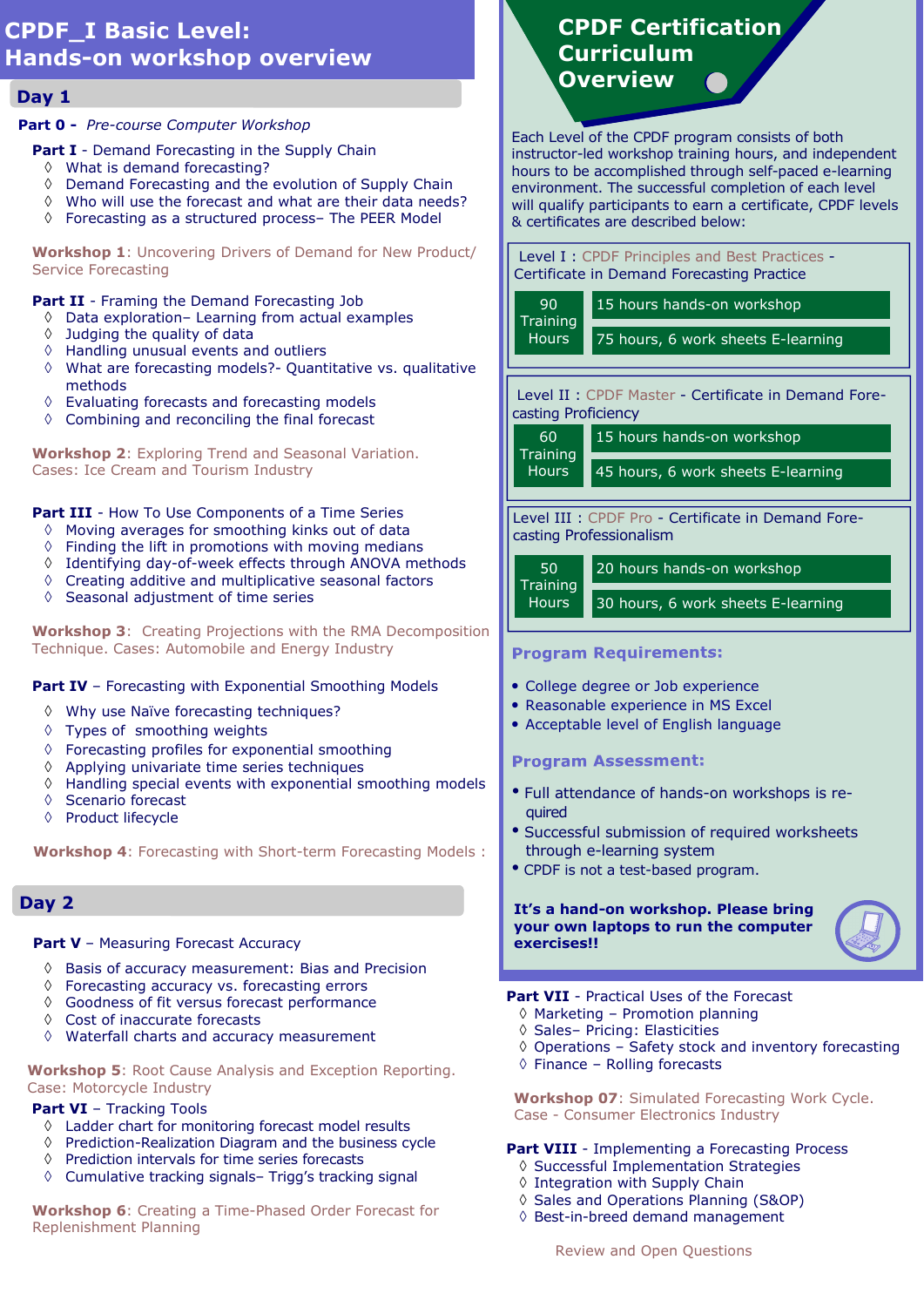# CPDF_I Basic Level: Hands-on workshop overview

## Day 1

**Part 0 -** *Pre-course Computer Workshop*

**Part I** - Demand Forecasting in the Supply Chain

- What is demand forecasting?
- Demand Forecasting and the evolution of Supply Chain
- Who will use the forecast and what are their data needs?
- Forecasting as a structured process– The PEER Model

**Workshop 1**: Uncovering Drivers of Demand for New Product/ Service Forecasting

**Part II** - Framing the Demand Forecasting Job

- Data exploration– Learning from actual examples
- Judging the quality of data
- Handling unusual events and outliers
- What are forecasting models?- Quantitative vs. qualitative methods
- Evaluating forecasts and forecasting models
- Combining and reconciling the final forecast

**Workshop 2**: Exploring Trend and Seasonal Variation. Cases: Ice Cream and Tourism Industry

**Part III** - How To Use Components of a Time Series

- Moving averages for smoothing kinks out of data
- Finding the lift in promotions with moving medians
- Identifying day-of-week effects through ANOVA methods
- Creating additive and multiplicative seasonal factors
- Seasonal adjustment of time series

**Workshop 3**: Creating Projections with the RMA Decomposition Technique. Cases: Automobile and Energy Industry

**Part IV** – Forecasting with Exponential Smoothing Models

- Why use Naïve forecasting techniques?
- Types of smoothing weights
- Forecasting profiles for exponential smoothing
- Applying univariate time series techniques
- Handling special events with exponential smoothing models
- Scenario forecast
- Product lifecycle

**Workshop 4**: Forecasting with Short-term Forecasting Models :

## Day 2

**Part V** – Measuring Forecast Accuracy

- Basis of accuracy measurement: Bias and Precision
- Forecasting accuracy vs. forecasting errors
- Goodness of fit versus forecast performance
- Cost of inaccurate forecasts
- Waterfall charts and accuracy measurement

**Workshop 5**: Root Cause Analysis and Exception Reporting. Case: Motorcycle Industry

**Part VI** – Tracking Tools

- Ladder chart for monitoring forecast model results
- Prediction-Realization Diagram and the business cycle
- Prediction intervals for time series forecasts
- Cumulative tracking signals– Trigg's tracking signal

**Workshop 6**: Creating a Time-Phased Order Forecast for Replenishment Planning

**Part VII** - Practical Uses of the Forecast

- Marketing – Promotion planning
- Sales– Pricing: Elasticities
- Operations – Safety stock and inventory forecasting
- Finance – Rolling forecasts

**Workshop 07**: Simulated Forecasting Work Cycle. Case - Consumer Electronics Industry

**Part VIII** - Implementing a Forecasting Process

- Successful Implementation Strategies
- Integration with Supply Chain
- Sales and Operations Planning (S&OP)
- Best-in-breed demand management

Review and Open Questions

# CPDF Certification Curriculum Overview

Each Level of the CPDF program consists of both instructor-led workshop training hours, and independent hours to be accomplished through self-paced e-learning environment. The successful completion of each level will qualify participants to earn a certificate, CPDF levels & certificates are described below:

**Level I** : CPDF Principles and Best Practices - Certificate in Demand Forecasting Practice

| Training Hours | |
|---|---|
| 90 Training Hours | 15 hours hands-on workshop |
| | 75 hours, 6 work sheets E-learning |

**Level II** : CPDF Master - Certificate in Demand Forecasting Proficiency

| Training Hours | |
|---|---|
| 60 Training Hours | 15 hours hands-on workshop |
| | 45 hours, 6 work sheets E-learning |

**Level III** : CPDF Pro - Certificate in Demand Forecasting Professionalism

| Training Hours | |
|---|---|
| 50 Training Hours | 20 hours hands-on workshop |
| | 30 hours, 6 work sheets E-learning |

### Program Requirements:

- College degree or Job experience
- Reasonable experience in MS Excel
- Acceptable level of English language

### Program Assessment:

- Full attendance of hands-on workshops is required
- Successful submission of required worksheets through e-learning system
- CPDF is not a test-based program.

**It's a hand-on workshop. Please bring your own laptops to run the computer exercises!!**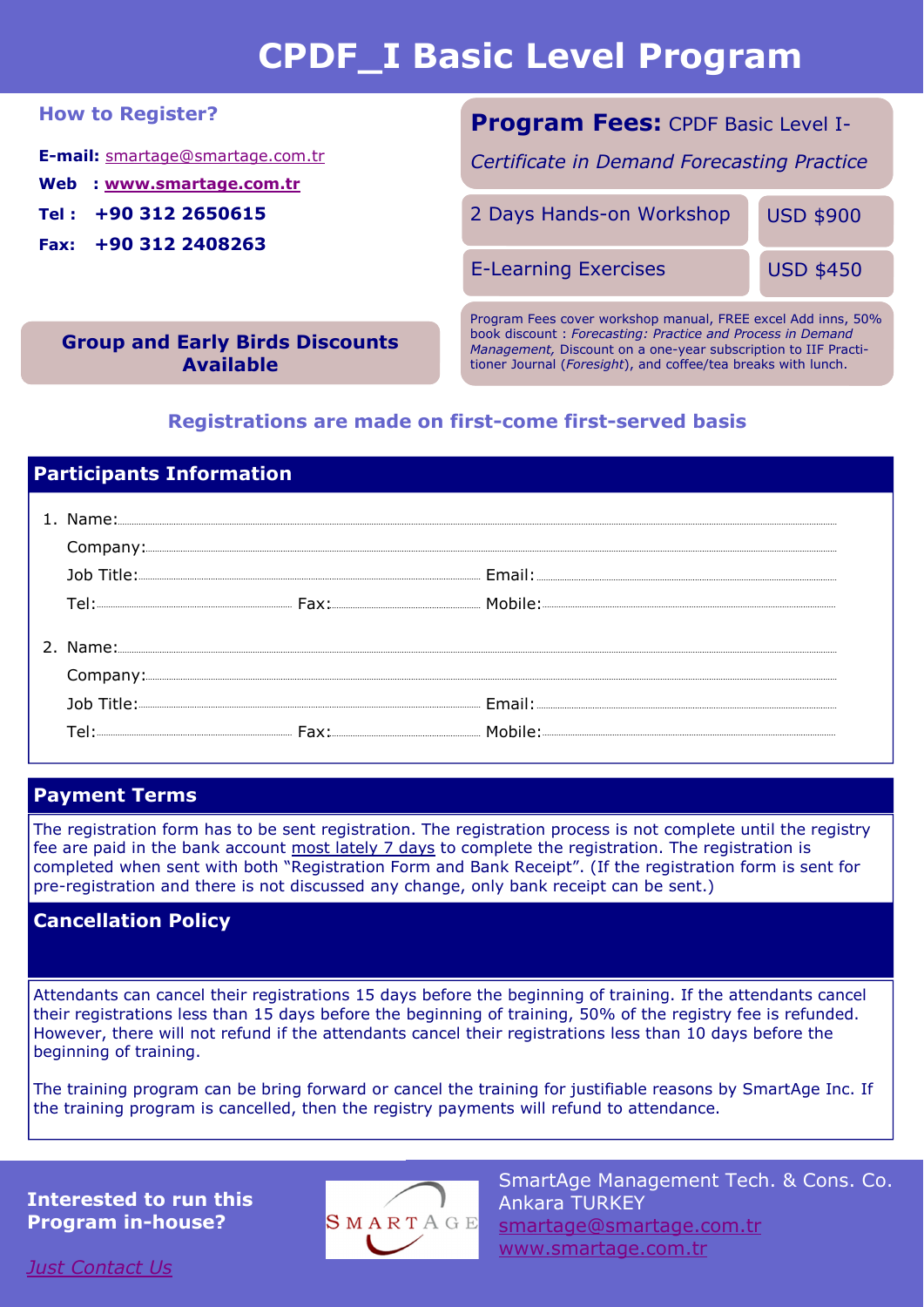# CPDF_I Basic Level Program

## How to Register?

**E-mail:** smartage@smartage.com.tr

**Web :** **www.smartage.com.tr**

**Tel : +90 312 2650615**

**Fax: +90 312 2408263**

**Group and Early Birds Discounts Available**

**Program Fees:** CPDF Basic Level I- *Certificate in Demand Forecasting Practice*

| | |
|---|---|
| 2 Days Hands-on Workshop | USD $900 |
| E-Learning Exercises | USD $450 |

Program Fees cover workshop manual, FREE excel Add inns, 50% book discount : *Forecasting: Practice and Process in Demand Management,* Discount on a one-year subscription to IIF Practitioner Journal (*Foresight*), and coffee/tea breaks with lunch.

**Registrations are made on first-come first-served basis**

## Participants Information

1. Name:........................................
   Company:........................................
   Job Title:........................................ Email:........................................
   Tel:.................... Fax:.................... Mobile:....................

2. Name:........................................
   Company:........................................
   Job Title:........................................ Email:........................................
   Tel:.................... Fax:.................... Mobile:....................

## Payment Terms

The registration form has to be sent registration. The registration process is not complete until the registry fee are paid in the bank account most lately 7 days to complete the registration. The registration is completed when sent with both "Registration Form and Bank Receipt". (If the registration form is sent for pre-registration and there is not discussed any change, only bank receipt can be sent.)

## Cancellation Policy

Attendants can cancel their registrations 15 days before the beginning of training. If the attendants cancel their registrations less than 15 days before the beginning of training, 50% of the registry fee is refunded. However, there will not refund if the attendants cancel their registrations less than 10 days before the beginning of training.

The training program can be bring forward or cancel the training for justifiable reasons by SmartAge Inc. If the training program is cancelled, then the registry payments will refund to attendance.

**Interested to run this Program in-house?**

*Just Contact Us*

SMARTAGE

SmartAge Management Tech. & Cons. Co.
Ankara TURKEY
smartage@smartage.com.tr
www.smartage.com.tr